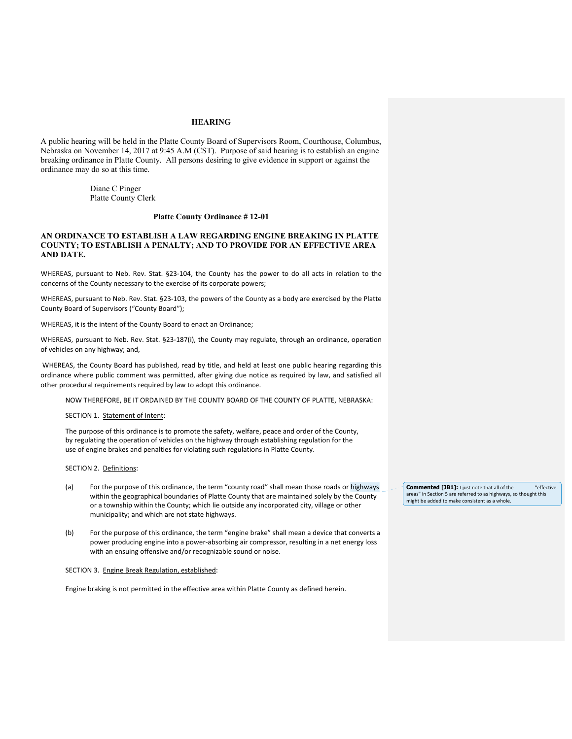## HEARING

A public hearing will be held in the Platte County Board of Supervisors Room, Courthouse, Columbus, Nebraska on November 14, 2017 at 9:45 A.M (CST). Purpose of said hearing is to establish an engine breaking ordinance in Platte County. All persons desiring to give evidence in support or against the ordinance may do so at this time.

Diane C Pinger
Platte County Clerk

### Platte County Ordinance # 12-01

### AN ORDINANCE TO ESTABLISH A LAW REGARDING ENGINE BREAKING IN PLATTE COUNTY; TO ESTABLISH A PENALTY; AND TO PROVIDE FOR AN EFFECTIVE AREA AND DATE.

WHEREAS, pursuant to Neb. Rev. Stat. §23-104, the County has the power to do all acts in relation to the concerns of the County necessary to the exercise of its corporate powers;

WHEREAS, pursuant to Neb. Rev. Stat. §23-103, the powers of the County as a body are exercised by the Platte County Board of Supervisors ("County Board");

WHEREAS, it is the intent of the County Board to enact an Ordinance;

WHEREAS, pursuant to Neb. Rev. Stat. §23-187(i), the County may regulate, through an ordinance, operation of vehicles on any highway; and,

WHEREAS, the County Board has published, read by title, and held at least one public hearing regarding this ordinance where public comment was permitted, after giving due notice as required by law, and satisfied all other procedural requirements required by law to adopt this ordinance.

NOW THEREFORE, BE IT ORDAINED BY THE COUNTY BOARD OF THE COUNTY OF PLATTE, NEBRASKA:

SECTION 1. Statement of Intent:

The purpose of this ordinance is to promote the safety, welfare, peace and order of the County, by regulating the operation of vehicles on the highway through establishing regulation for the use of engine brakes and penalties for violating such regulations in Platte County.

SECTION 2. Definitions:

(a) For the purpose of this ordinance, the term "county road" shall mean those roads or highways within the geographical boundaries of Platte County that are maintained solely by the County or a township within the County; which lie outside any incorporated city, village or other municipality; and which are not state highways.

(b) For the purpose of this ordinance, the term "engine brake" shall mean a device that converts a power producing engine into a power-absorbing air compressor, resulting in a net energy loss with an ensuing offensive and/or recognizable sound or noise.

SECTION 3. Engine Break Regulation, established:

Engine braking is not permitted in the effective area within Platte County as defined herein.

**Commented [JB1]:** I just note that all of the "effective areas" in Section 5 are referred to as highways, so thought this might be added to make consistent as a whole.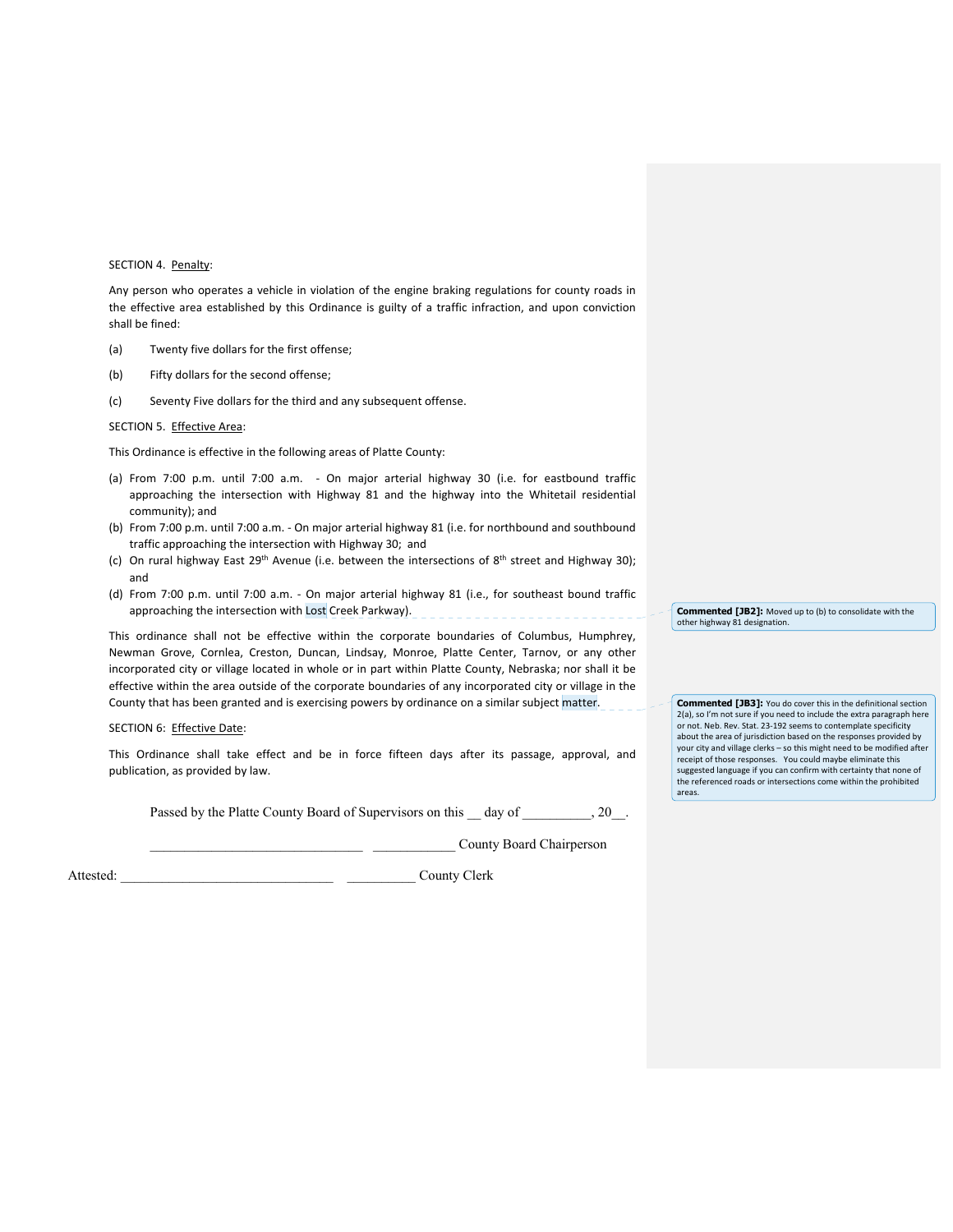SECTION 4. Penalty:

Any person who operates a vehicle in violation of the engine braking regulations for county roads in the effective area established by this Ordinance is guilty of a traffic infraction, and upon conviction shall be fined:

(a) Twenty five dollars for the first offense;

(b) Fifty dollars for the second offense;

(c) Seventy Five dollars for the third and any subsequent offense.

SECTION 5. Effective Area:

This Ordinance is effective in the following areas of Platte County:

(a) From 7:00 p.m. until 7:00 a.m. - On major arterial highway 30 (i.e. for eastbound traffic approaching the intersection with Highway 81 and the highway into the Whitetail residential community); and
(b) From 7:00 p.m. until 7:00 a.m. - On major arterial highway 81 (i.e. for northbound and southbound traffic approaching the intersection with Highway 30; and
(c) On rural highway East 29th Avenue (i.e. between the intersections of 8th street and Highway 30); and
(d) From 7:00 p.m. until 7:00 a.m. - On major arterial highway 81 (i.e., for southeast bound traffic approaching the intersection with Lost Creek Parkway).

This ordinance shall not be effective within the corporate boundaries of Columbus, Humphrey, Newman Grove, Cornlea, Creston, Duncan, Lindsay, Monroe, Platte Center, Tarnov, or any other incorporated city or village located in whole or in part within Platte County, Nebraska; nor shall it be effective within the area outside of the corporate boundaries of any incorporated city or village in the County that has been granted and is exercising powers by ordinance on a similar subject matter.

SECTION 6: Effective Date:

This Ordinance shall take effect and be in force fifteen days after its passage, approval, and publication, as provided by law.

Passed by the Platte County Board of Supervisors on this __ day of __________, 20__.

_______________________________ ____________ County Board Chairperson

Attested: _______________________________ __________ County Clerk

**Commented [JB2]:** Moved up to (b) to consolidate with the other highway 81 designation.

**Commented [JB3]:** You do cover this in the definitional section 2(a), so I'm not sure if you need to include the extra paragraph here or not. Neb. Rev. Stat. 23-192 seems to contemplate specificity about the area of jurisdiction based on the responses provided by your city and village clerks – so this might need to be modified after receipt of those responses. You could maybe eliminate this suggested language if you can confirm with certainty that none of the referenced roads or intersections come within the prohibited areas.